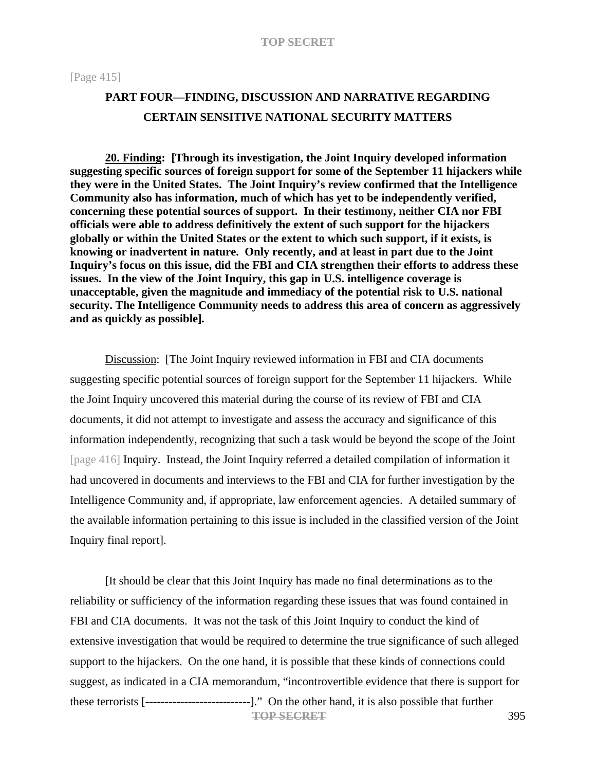[Page 415]

## PART FOUR—FINDING, DISCUSSION AND NARRATIVE REGARDING CERTAIN SENSITIVE NATIONAL SECURITY MATTERS

**<u>20. Finding</u>: [Through its investigation, the Joint Inquiry developed information suggesting specific sources of foreign support for some of the September 11 hijackers while they were in the United States. The Joint Inquiry's review confirmed that the Intelligence Community also has information, much of which has yet to be independently verified, concerning these potential sources of support. In their testimony, neither CIA nor FBI officials were able to address definitively the extent of such support for the hijackers globally or within the United States or the extent to which such support, if it exists, is knowing or inadvertent in nature. Only recently, and at least in part due to the Joint Inquiry's focus on this issue, did the FBI and CIA strengthen their efforts to address these issues. In the view of the Joint Inquiry, this gap in U.S. intelligence coverage is unacceptable, given the magnitude and immediacy of the potential risk to U.S. national security. The Intelligence Community needs to address this area of concern as aggressively and as quickly as possible].**

<u>Discussion</u>: [The Joint Inquiry reviewed information in FBI and CIA documents suggesting specific potential sources of foreign support for the September 11 hijackers. While the Joint Inquiry uncovered this material during the course of its review of FBI and CIA documents, it did not attempt to investigate and assess the accuracy and significance of this information independently, recognizing that such a task would be beyond the scope of the Joint [page 416] Inquiry. Instead, the Joint Inquiry referred a detailed compilation of information it had uncovered in documents and interviews to the FBI and CIA for further investigation by the Intelligence Community and, if appropriate, law enforcement agencies. A detailed summary of the available information pertaining to this issue is included in the classified version of the Joint Inquiry final report].

[It should be clear that this Joint Inquiry has made no final determinations as to the reliability or sufficiency of the information regarding these issues that was found contained in FBI and CIA documents. It was not the task of this Joint Inquiry to conduct the kind of extensive investigation that would be required to determine the true significance of such alleged support to the hijackers. On the one hand, it is possible that these kinds of connections could suggest, as indicated in a CIA memorandum, "incontrovertible evidence that there is support for these terrorists [---------------------------]." On the other hand, it is also possible that further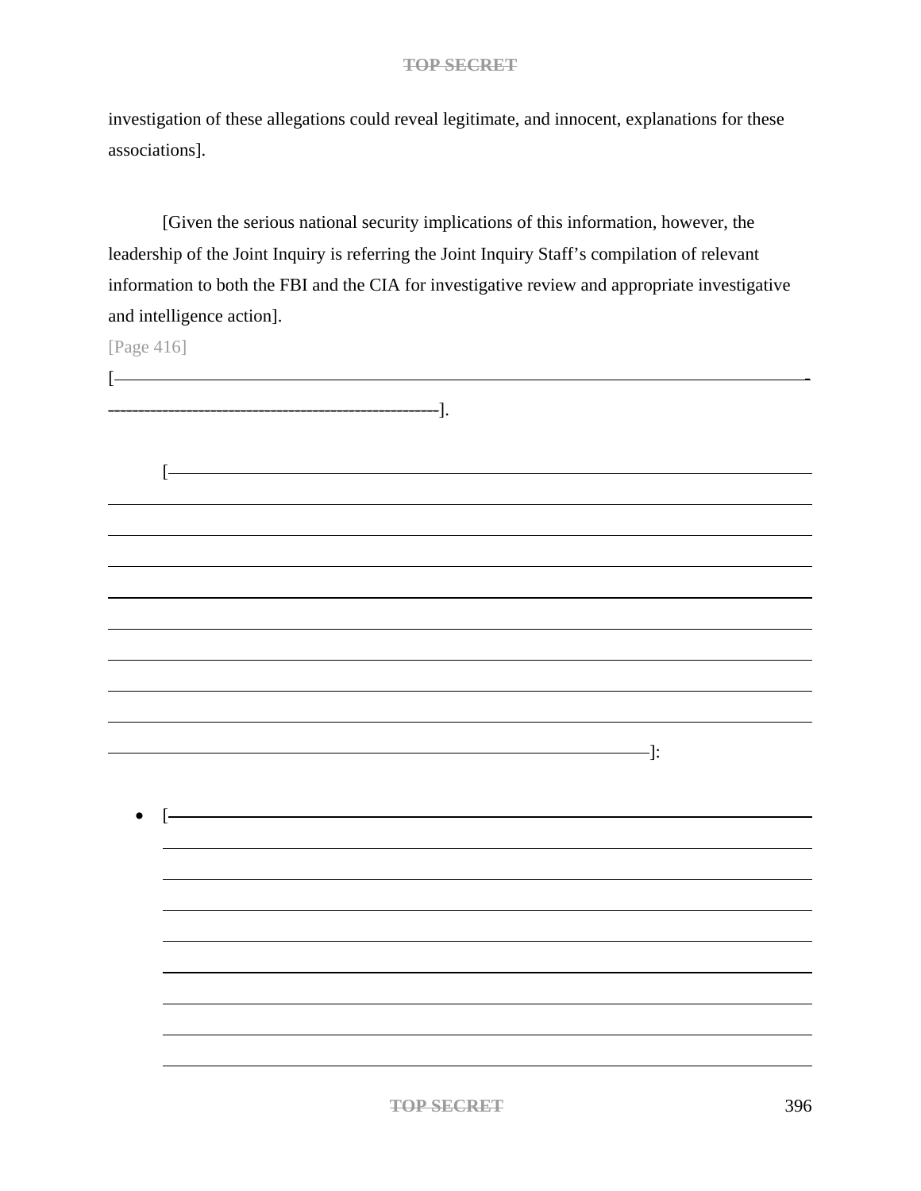investigation of these allegations could reveal legitimate, and innocent, explanations for these associations].

[Given the serious national security implications of this information, however, the leadership of the Joint Inquiry is referring the Joint Inquiry Staff's compilation of relevant information to both the FBI and the CIA for investigative review and appropriate investigative and intelligence action].

[Page 416]

[———————————————————————————————————————].

[———————————————————————————————————————]:

- [———————————————————————————————————————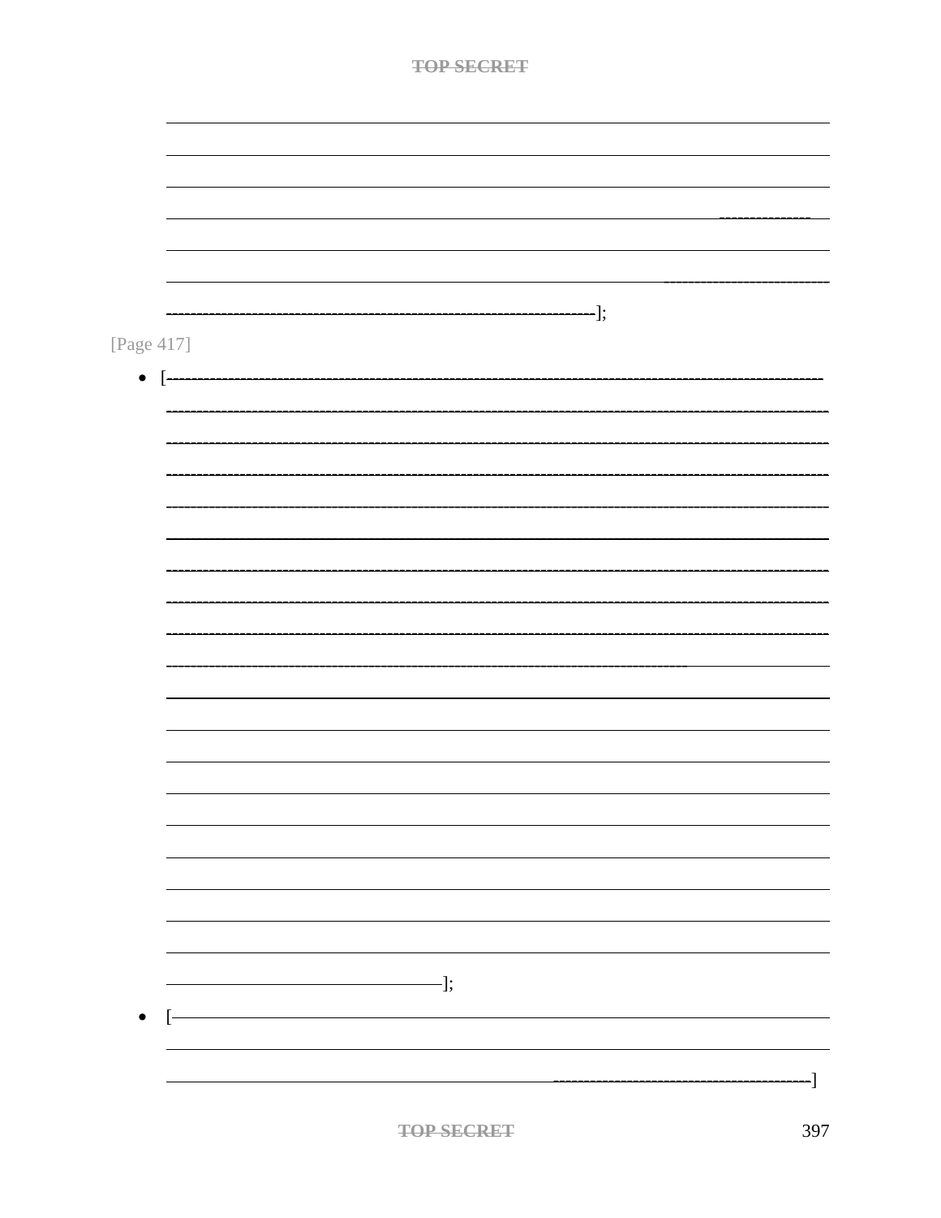];

[Page 417]

- [];
- []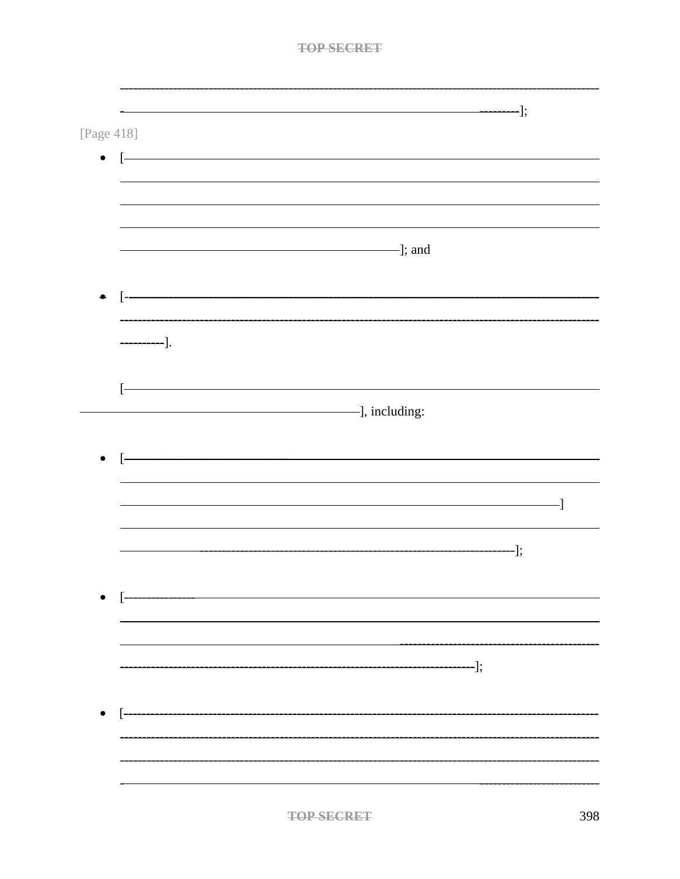];

[Page 418]

- [ ]; and
- [ ].

[ ], including:

- [ ] ];
- [ ];
- [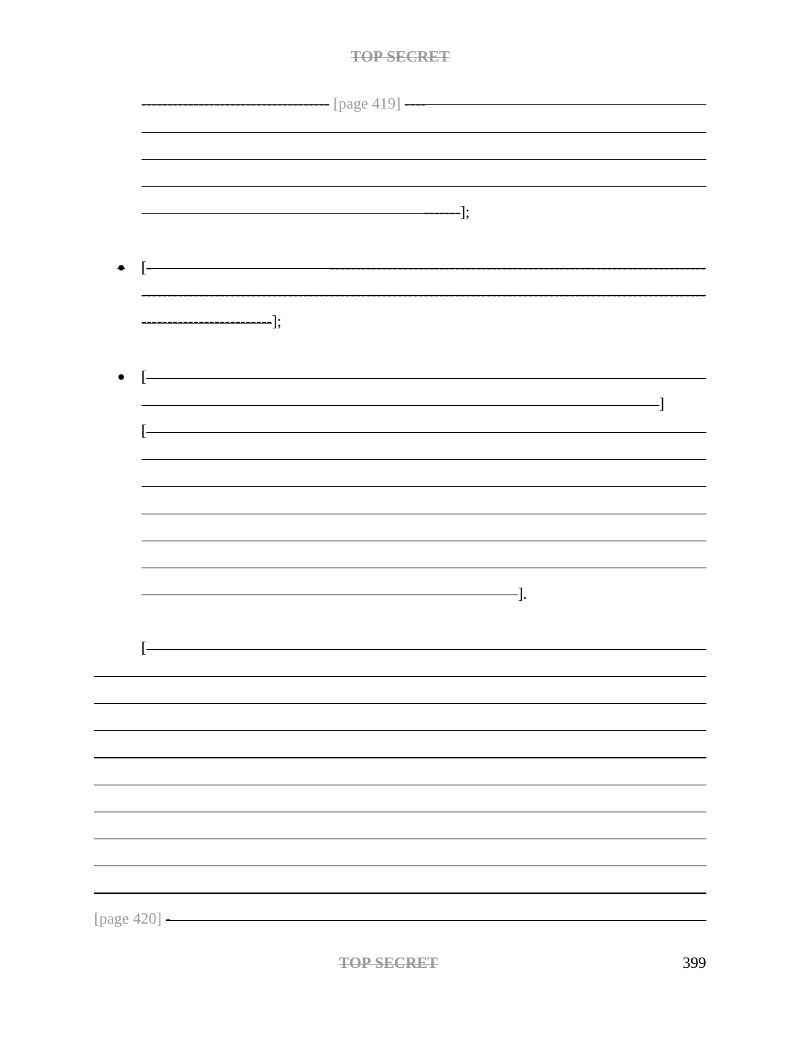[page 419]

];

- [];

- []
[].

[

[page 420]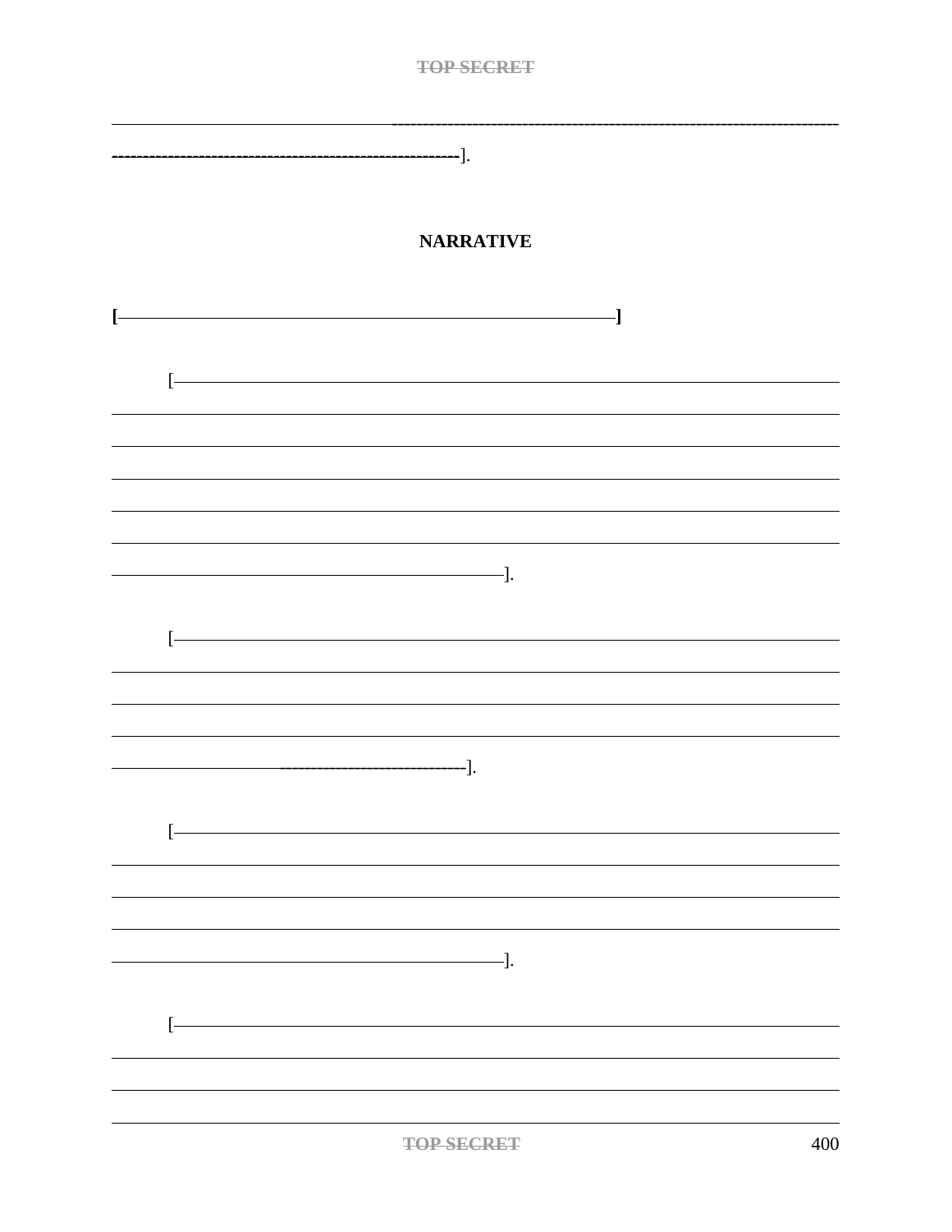].

**NARRATIVE**

**[ ]**

[ ].

[ ].

[ ].

[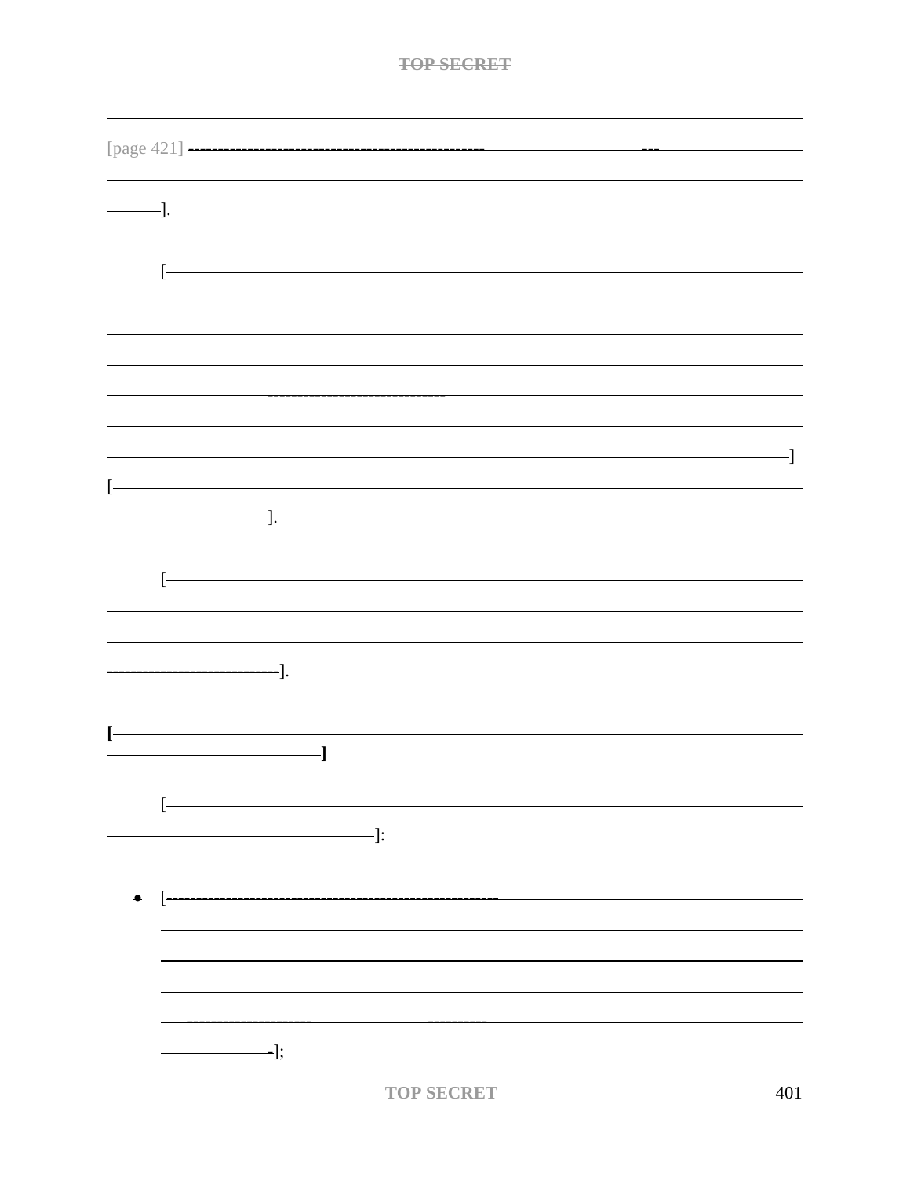[page 421] [REDACTED]].

[REDACTED]]
[REDACTED]].

[REDACTED]].

**[REDACTED]]**

[REDACTED]]:

- [REDACTED]];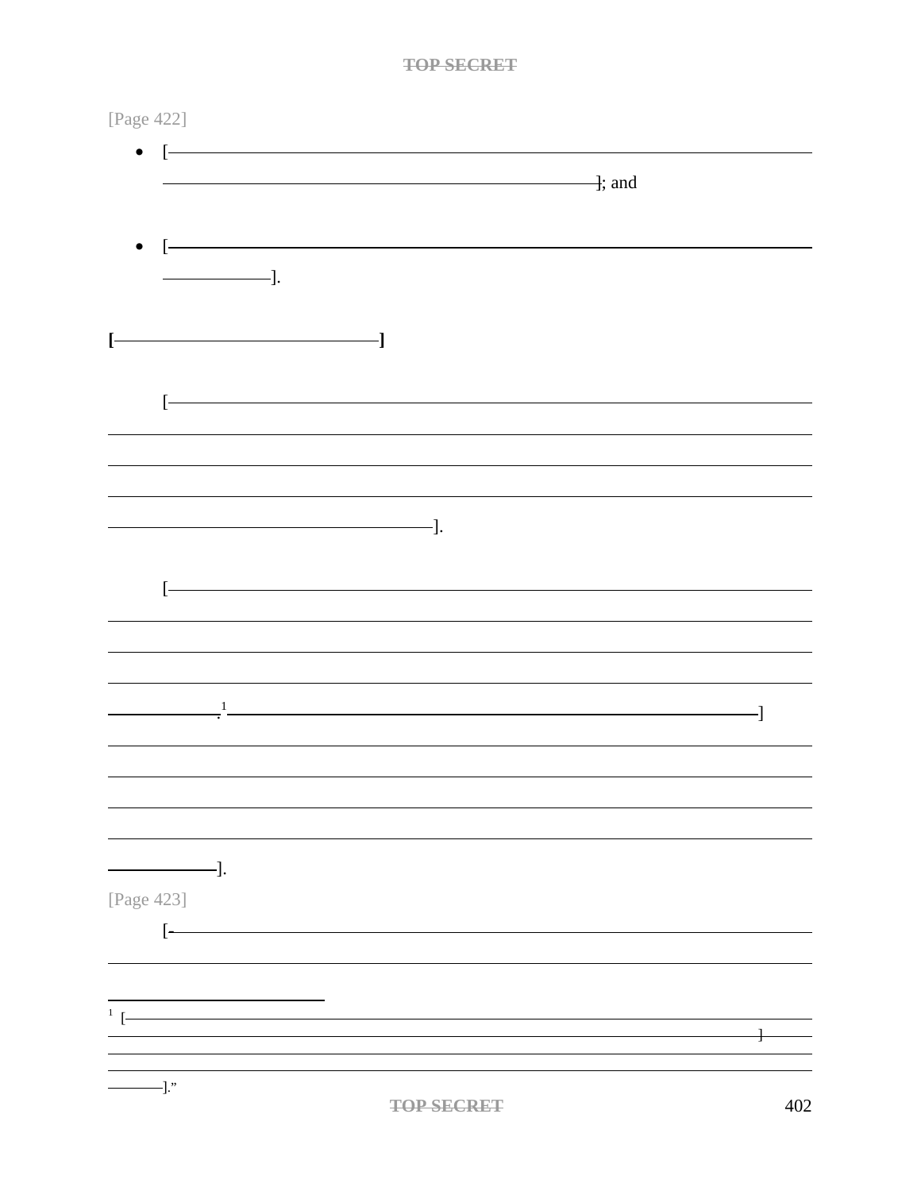[Page 422]

- [—————————————————————————————]; and

- [—————————————————————————————].

**[——————————————]**

[———————————————————————————————————————————————————————————————————————].

[—————————————————————————————————————.[1] ——————————————————————————]

———————————————————————————————————————].

[Page 423]

[————————————————————————————————————

[1] [————————————————————————————————————]

————————————————————————————————————].”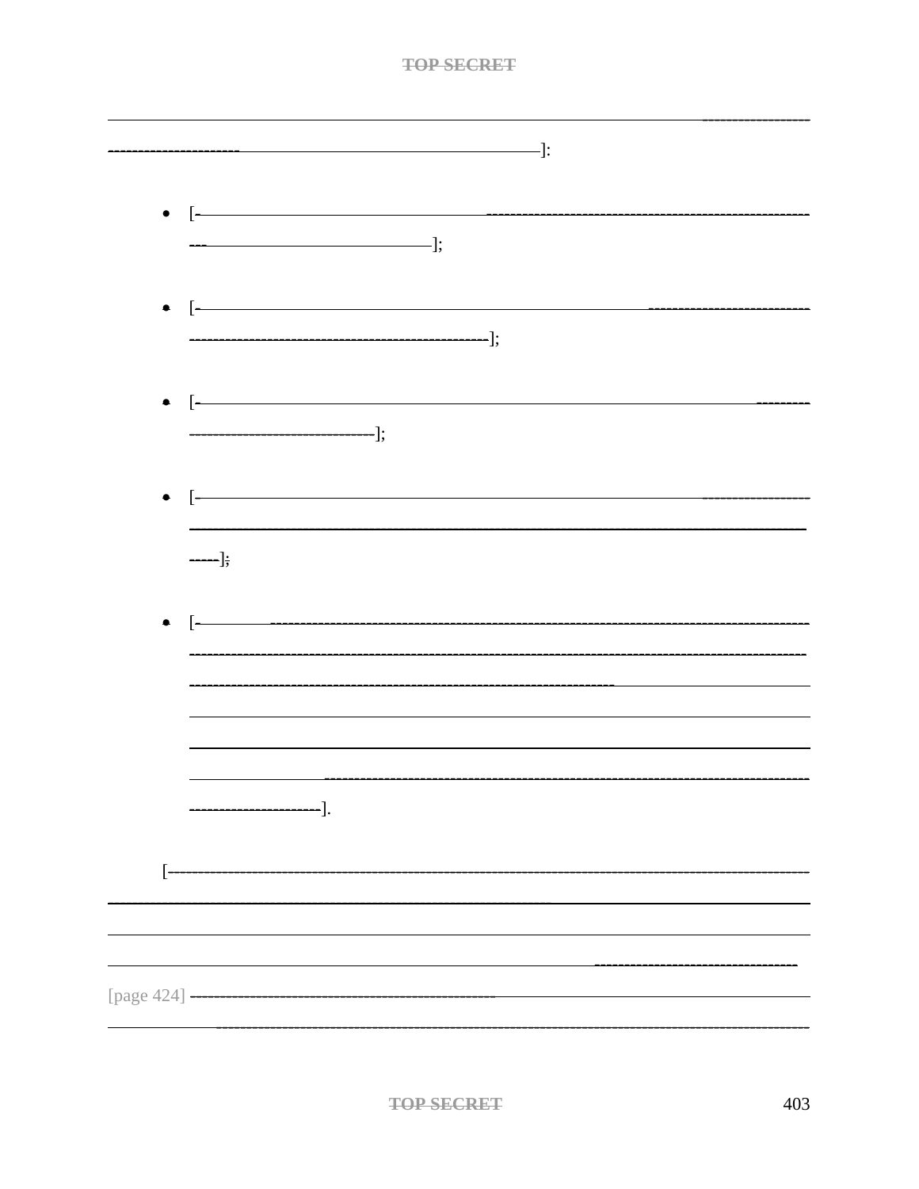]:

- [];
- [];
- [];
- [];
- [].

[

[page 424]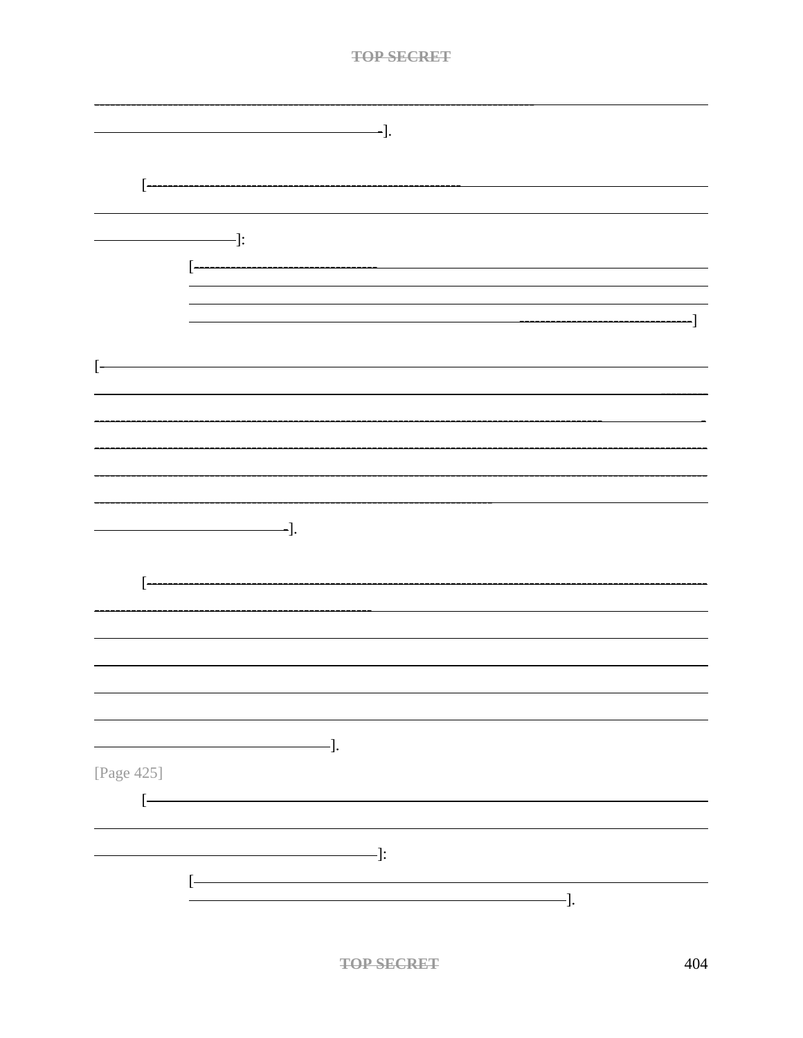].

[ ]:

> [ ]

[ ].

[ ].

[Page 425]

[ ]:

> [ ].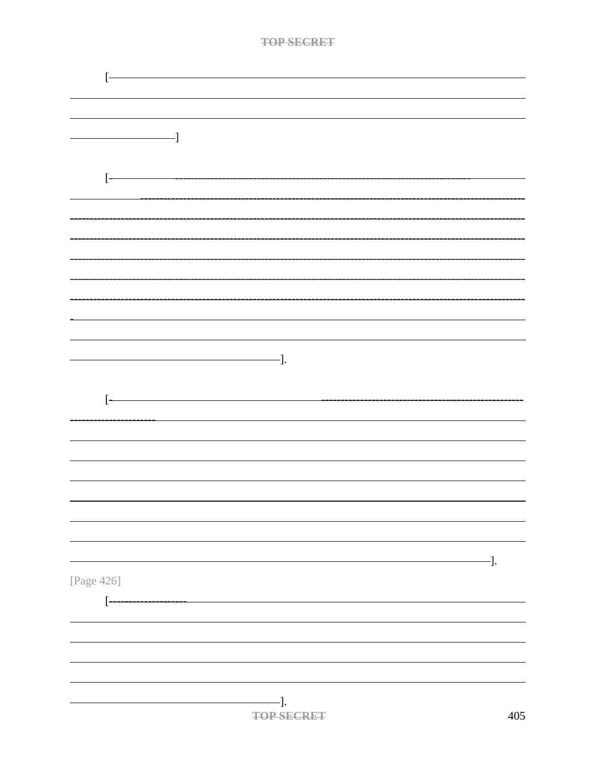[ ]

[ ].

[ ].

[Page 426]

[ ].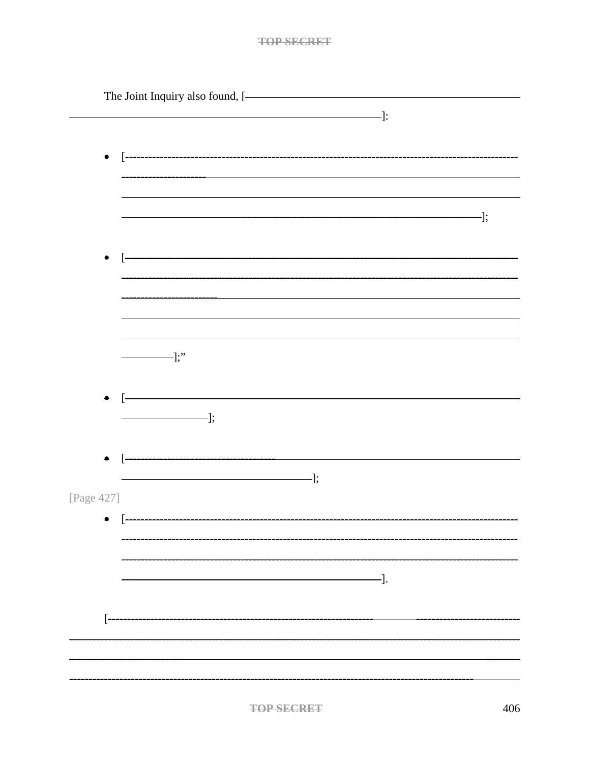The Joint Inquiry also found, [―――――――――――――――――――――――――――――――――――――――――――――――――――]:

- [―――――――――――――――――――――――――――――――――――――――――――――――――――――――――――――――――――――――];
- [―――――――――――――――――――――――――――――――――――――――――――――――――――――――――――――――――――――――];"
- [―――――――――――――――――――――――――――――――――――――――――――――――――――――];
- [―――――――――――――――――――――――――――――――――――――――――――――――];

[Page 427]

- [―――――――――――――――――――――――――――――――――――――――――――――――――――――――――――――――――――――――].

[―――――――――――――――――――――――――――――――――――――――――――――――――――――――――――――――――――――――――――――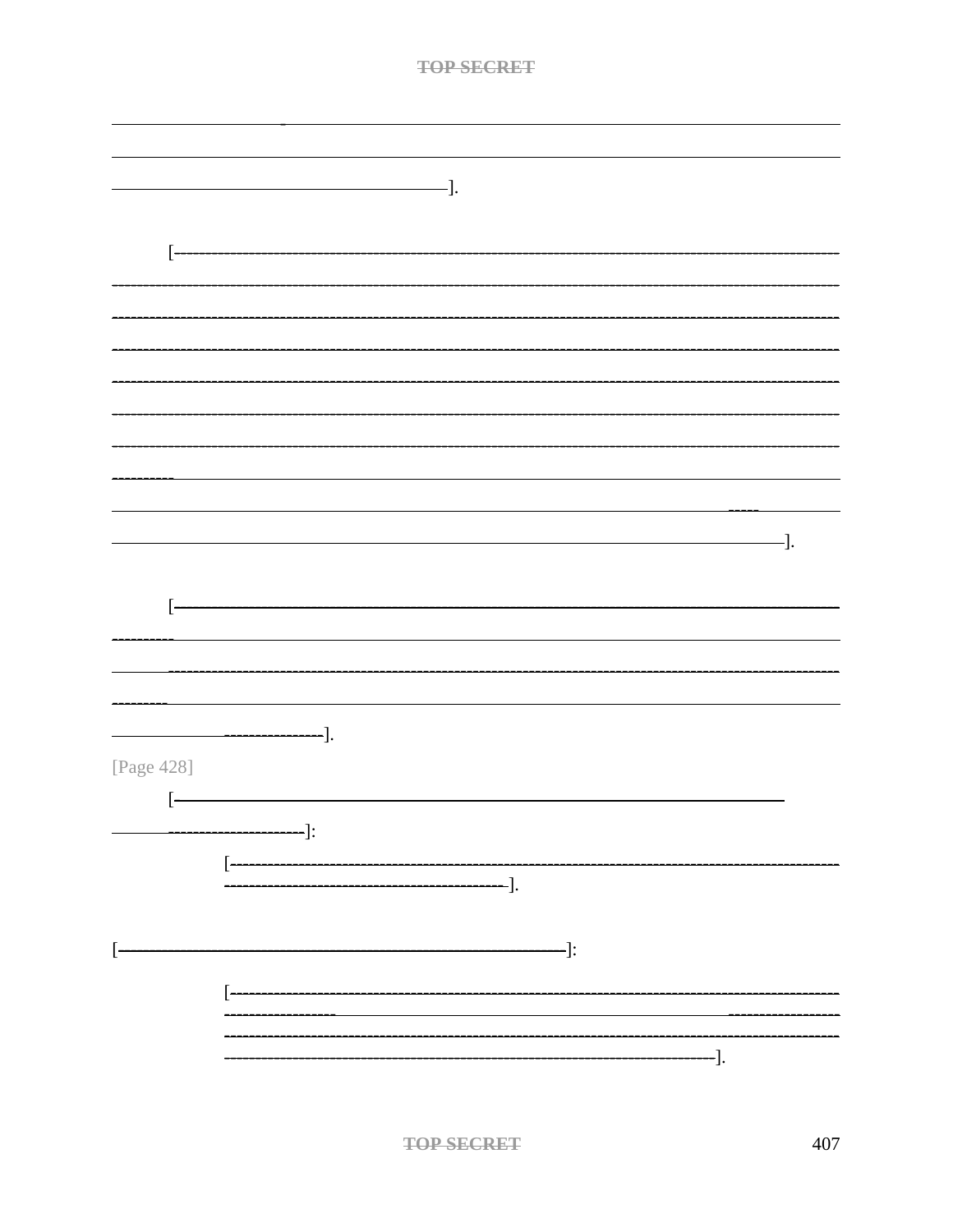].

[--------------------------------------------------------------------------------------------------------------].

[--------------------------------------------------------------------------------------------------------------].

[Page 428]

[------------------------------------------------------------]:

[------------------------------------------------------------].

[------------------------------------------------------------]:

[------------------------------------------------------------].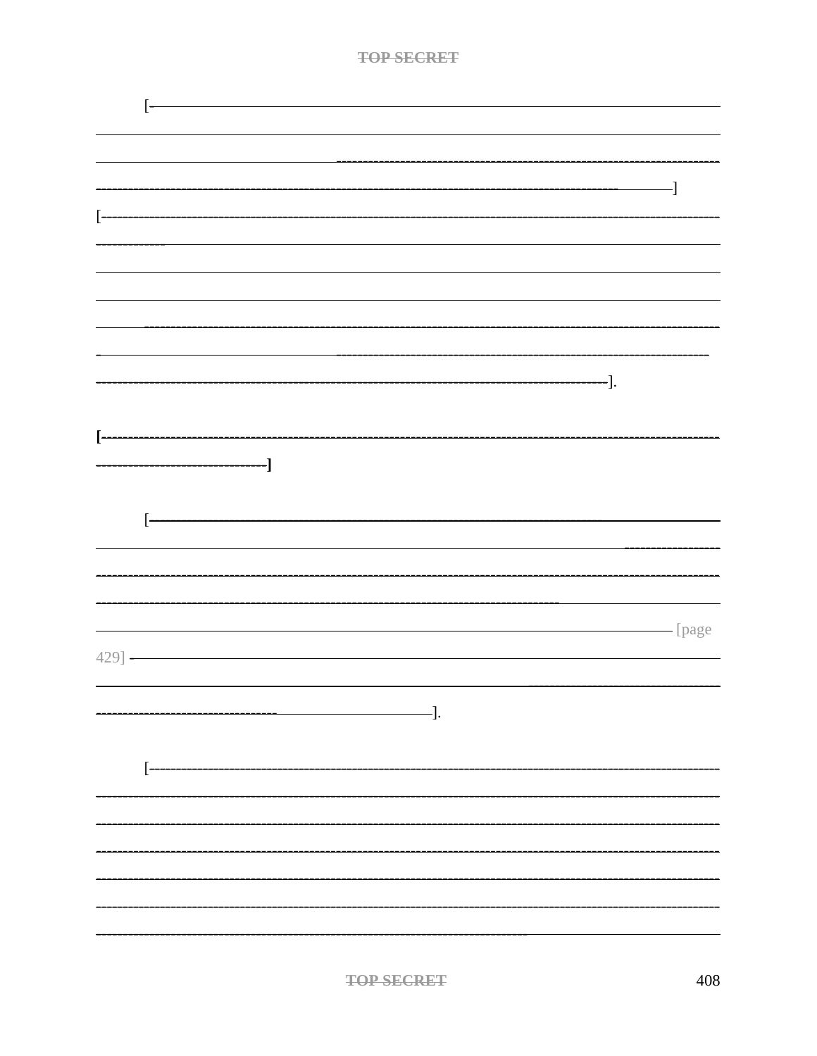[———————————————————————————————————————————————————————————————————————————————————————————————————]

[———————————————————————————————————————————————————————————————————————————————————————————————————].

**[———————————————————————————————————————————]**

[——————————————————————————————————————————————————— [page 429] ——————————————————————————————————].

[———————————————————————————————————————————————————————————————————————————————————————————————————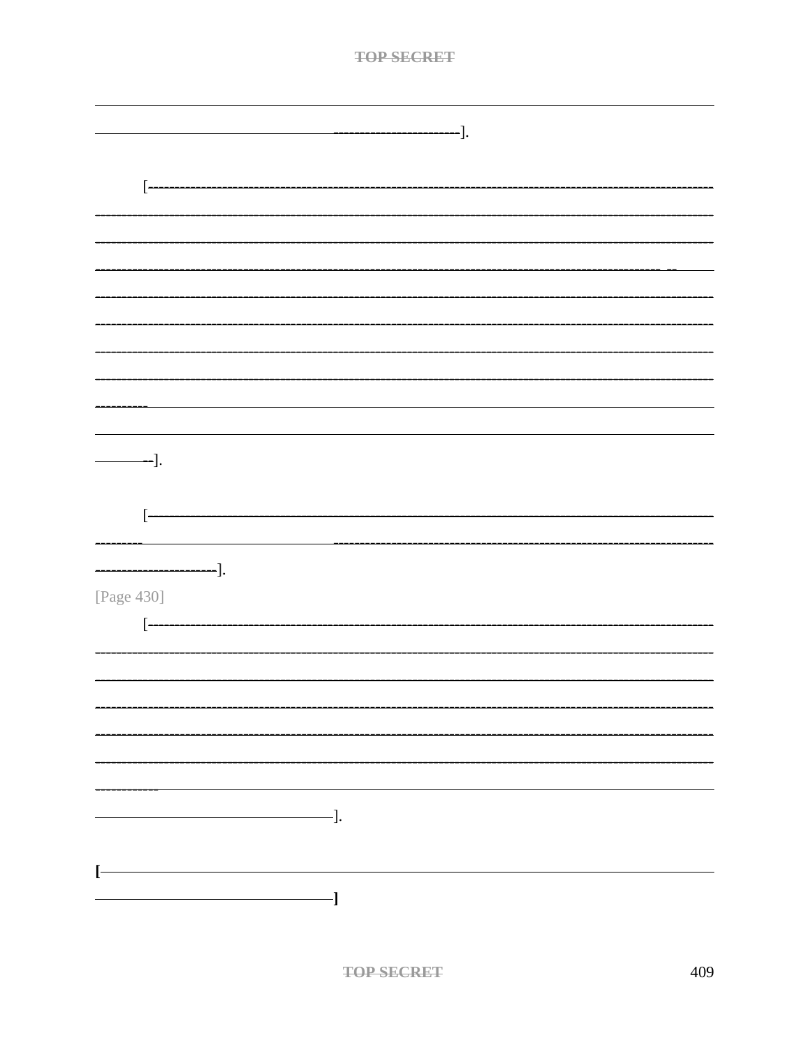———————————————————————————————————
——————————————————------------------------].

[------------------------------------------------------------------------------------------------------------
------------------------------------------------------------------------------------------------------------
------------------------------------------------------------------------------------------------------------
------------------------------------------------------------------------------------------------------ --——
------------------------------------------------------------------------------------------------------------
------------------------------------------------------------------------------------------------------------
------------------------------------------------------------------------------------------------------------
------------------------------------------------------------------------------------------------------------
----------———————————————————————————————
———————————————————————————————————
———--].

[——————————————————————————————————
---------——————————————------------------------------------------------------------------
------------------------].

[Page 430]

[------------------------------------------------------------------------------------------------------------
------------------------------------------------------------------------------------------------------------
———————————————————————————————————
------------------------------------------------------------------------------------------------------------
------------------------------------------------------------------------------------------------------------
------------------------------------------------------------------------------------------------------------
-----------——————————————————————————————
—————————————————].

**[**———————————————————————————————————
—————————————————**]**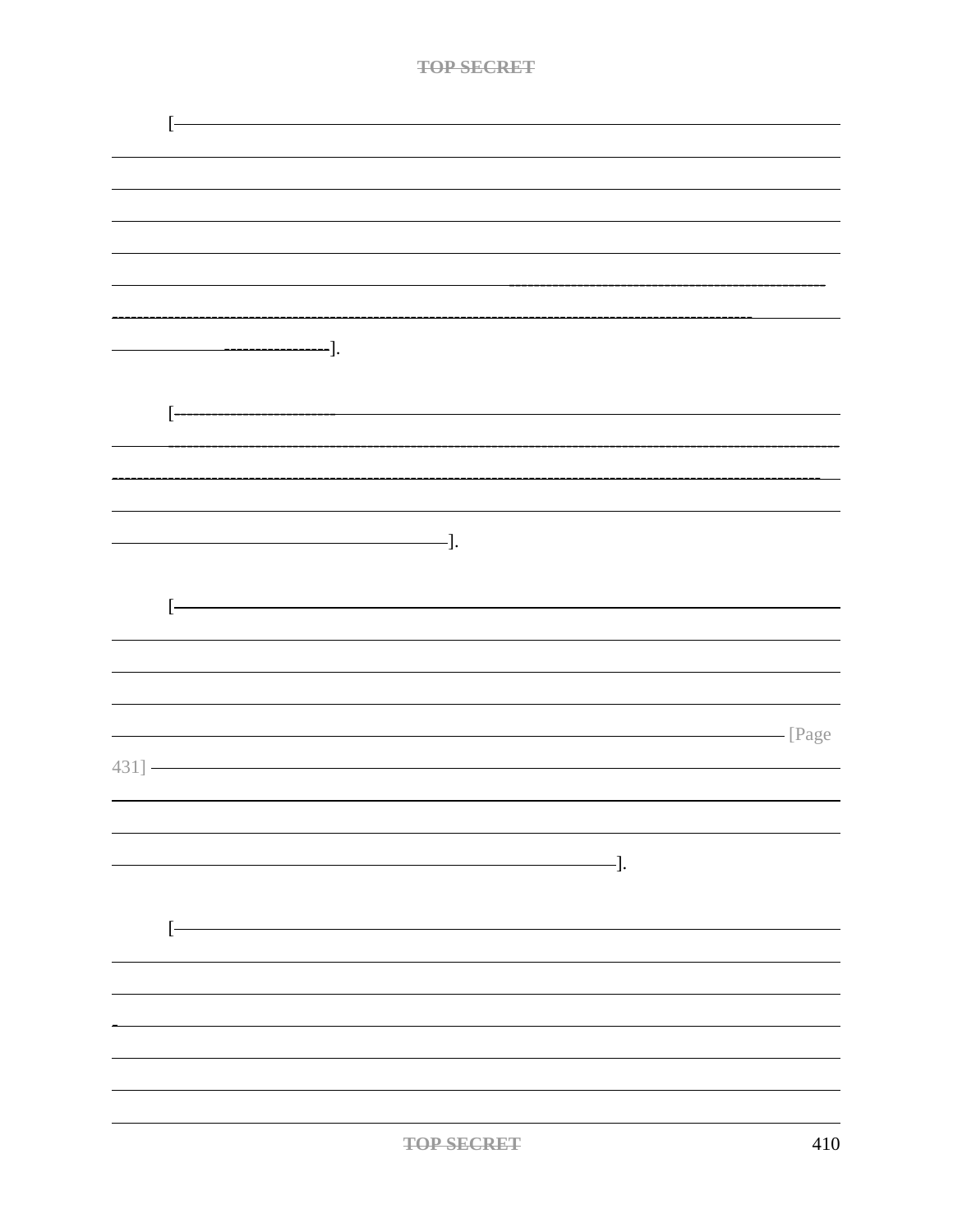[————————————————————————————————————————].

[————————————————————————————————————————].

[———————————————————————————— [Page 431] ————————————————————————————].

[————————————————————————————————————————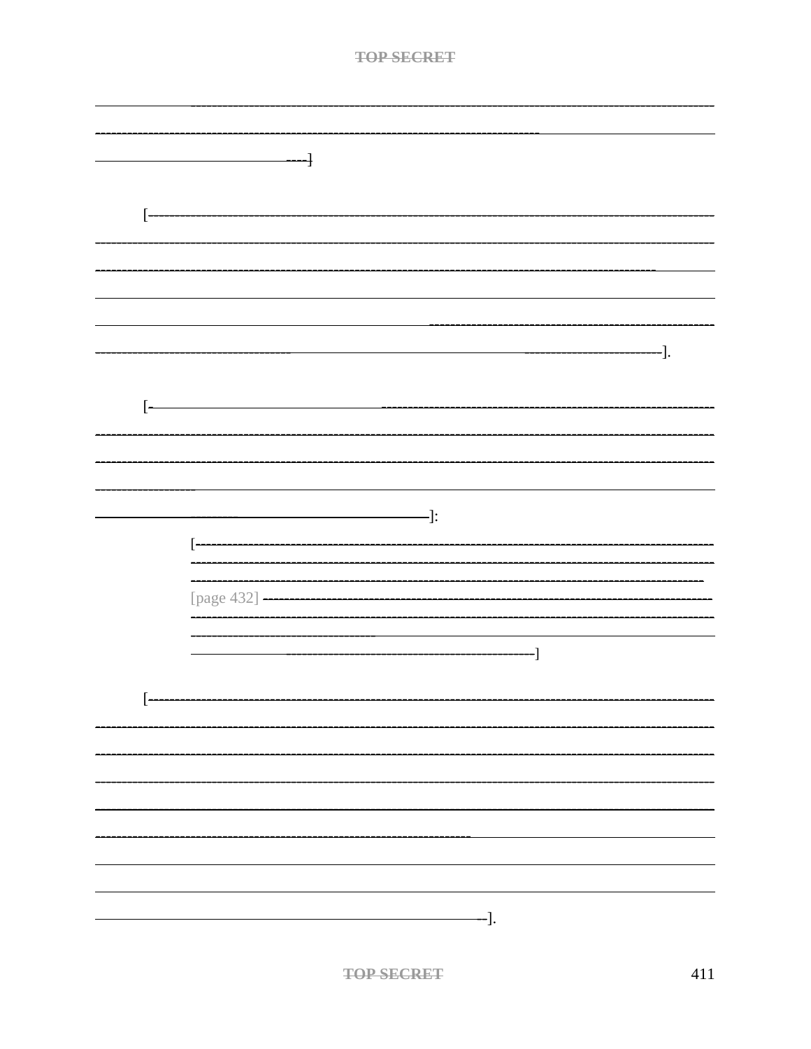----]

[---].

[---]:

> [---
> [page 432] ---]

[---].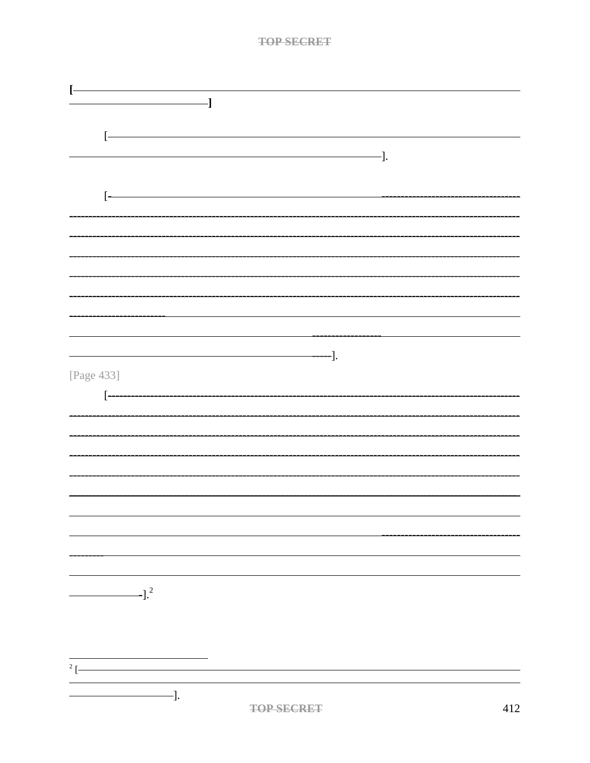[———————————————————————————————————]

[———————————————————————————————————].

[-———————————————————————————————————].

[Page 433]

[———————————————————————————————————].[2]

[2] [———————————————————————————————————].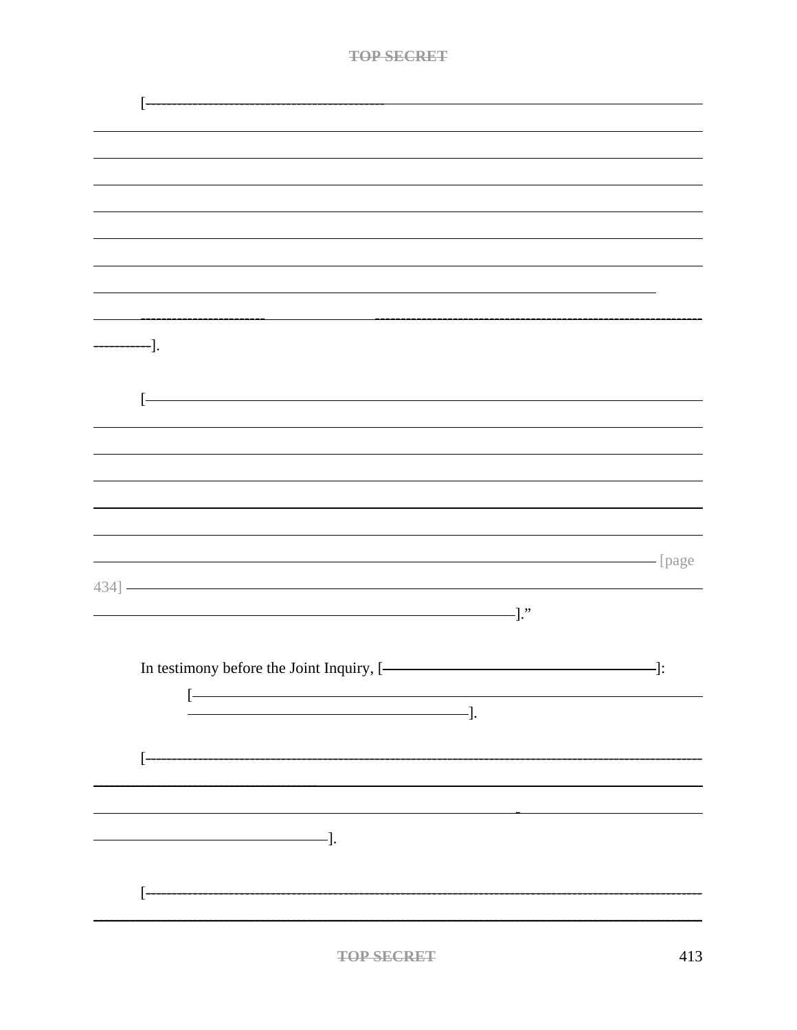[-----------------------------------------------------------------------------------------------------------------------------------------------------------------------------------------------------------------------------------------------------------------------------------------------------------------------------------------------------------------------------------------------------------------------------------------------------------------------------------------------------------------------------------------------------------------------------------------------------------].

[------------------------------------------------------------------------------------------------------------------------------------------------------------------------------------------------------------------------------------------------------------------------------------------------------------------------------------------------------------------------------------------------------------------------------ [page 434] ----------------------------------------------------------------------------------------------------------].”

In testimony before the Joint Inquiry, [--------------------------------------------]:

> [-------------------------------------------------------------------------------------------------------------------].

[-----------------------------------------------------------------------------------------------------------------------------------------------------------------------------------------------------------------------------------------------].

[-----------------------------------------------------------------------------------------------------------------------------------------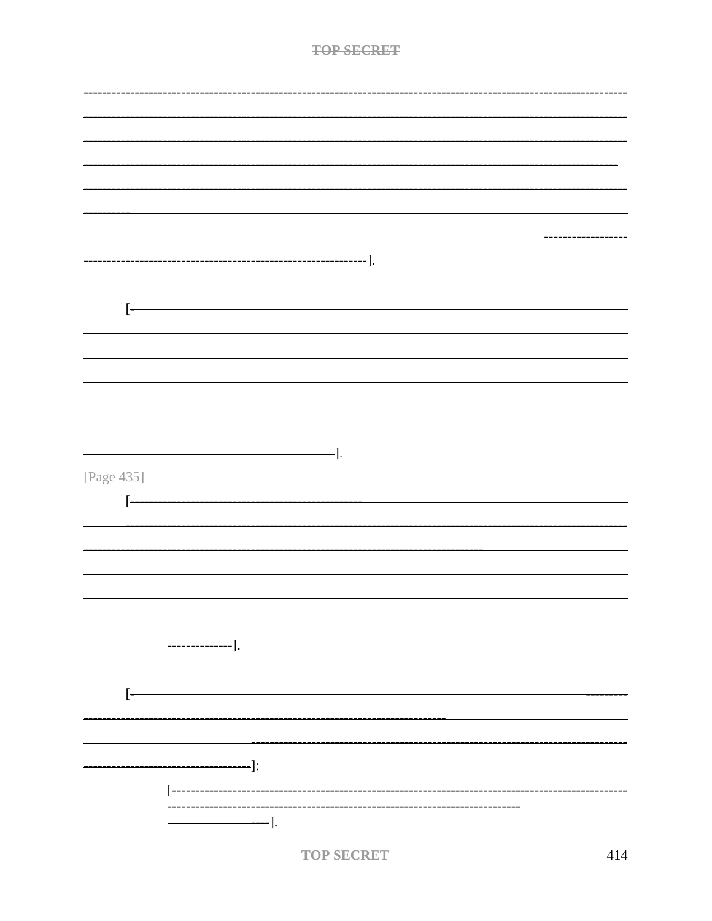].

[

].

[Page 435]

[

].

[

]:

[

].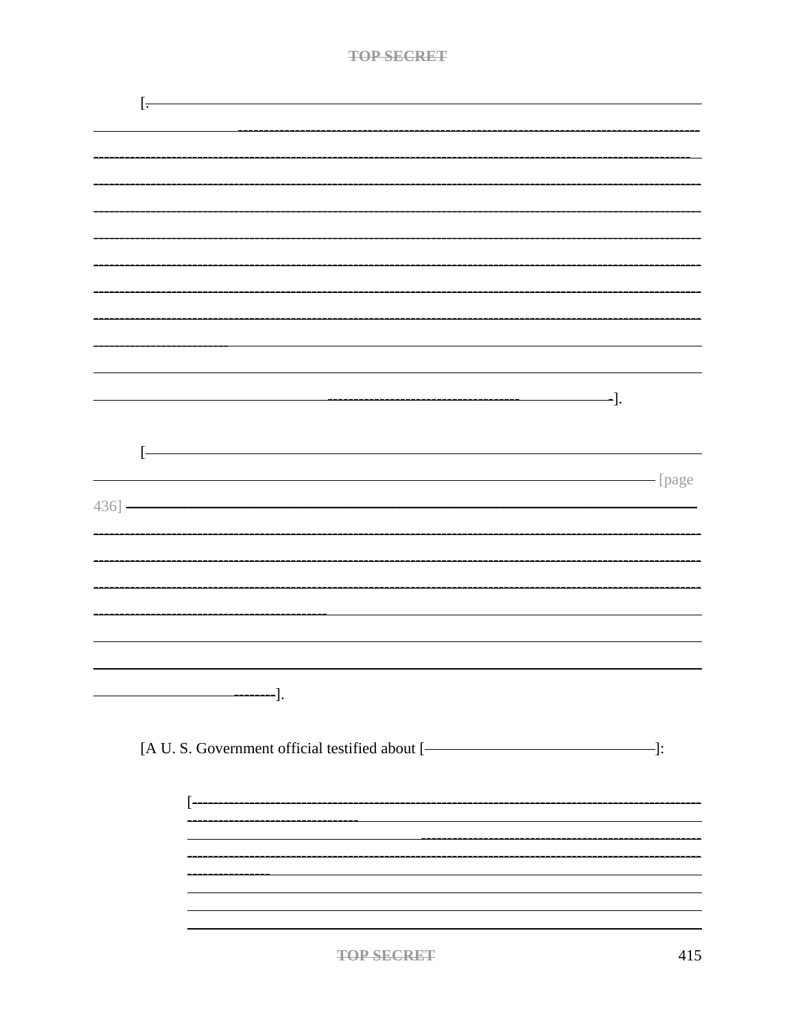[.

------------------------------------------------------------------------------------------------------].

[------------------------------------------------------------------------------------------------------ [page 436] ------------------------------------------------------------------------------------------------------].

[A U. S. Government official testified about [------------------------------------------]:

> [------------------------------------------------------------------------------------------------------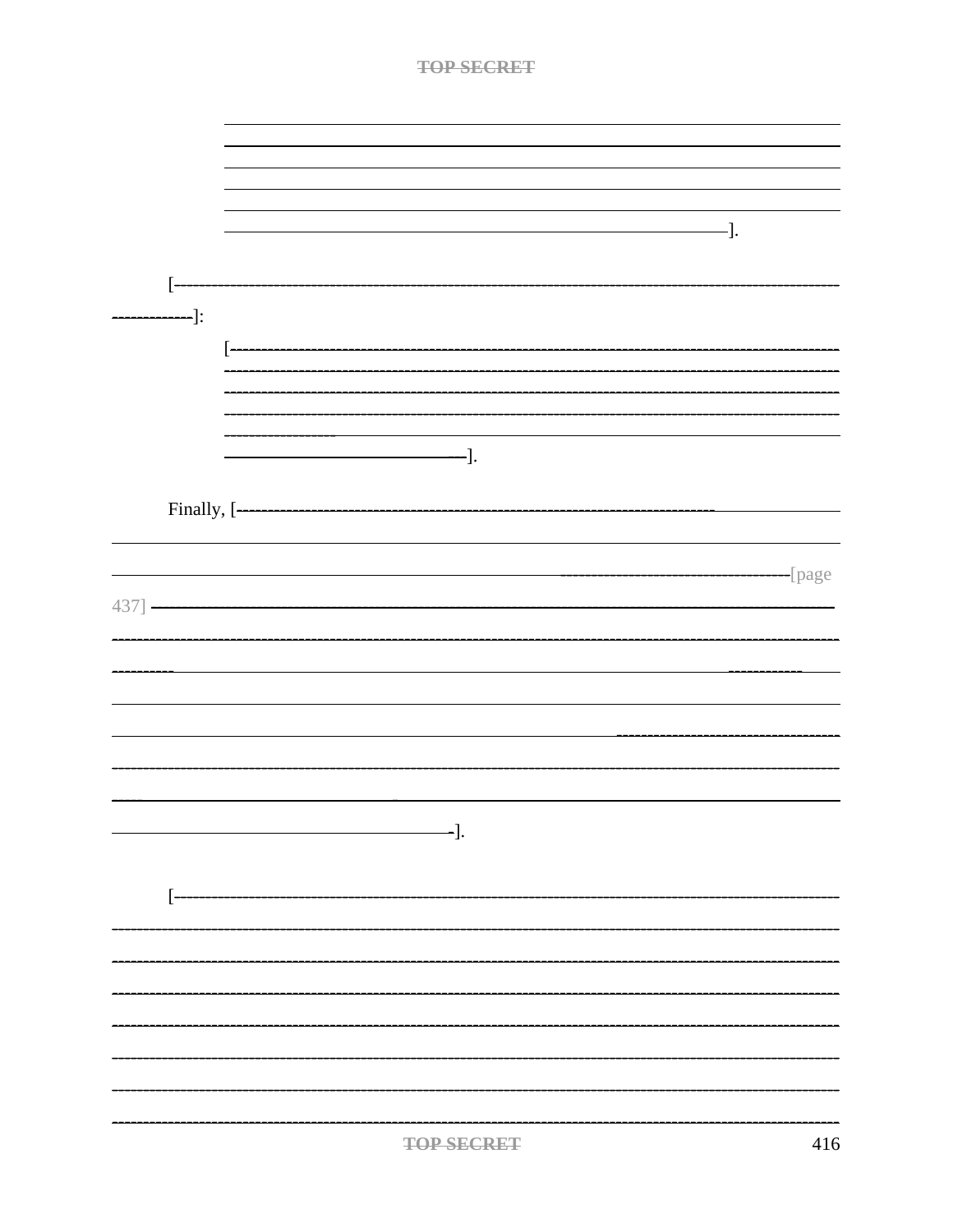].

[--------------------------------------------------------------------------------------------------------------]:

[--------------------------------------------------------------------------------------------------------------].

Finally, [-------------------------------------------------------------------------------------------------------[page 437] -------------------------------------------------------------------------------------------------------].

[--------------------------------------------------------------------------------------------------------------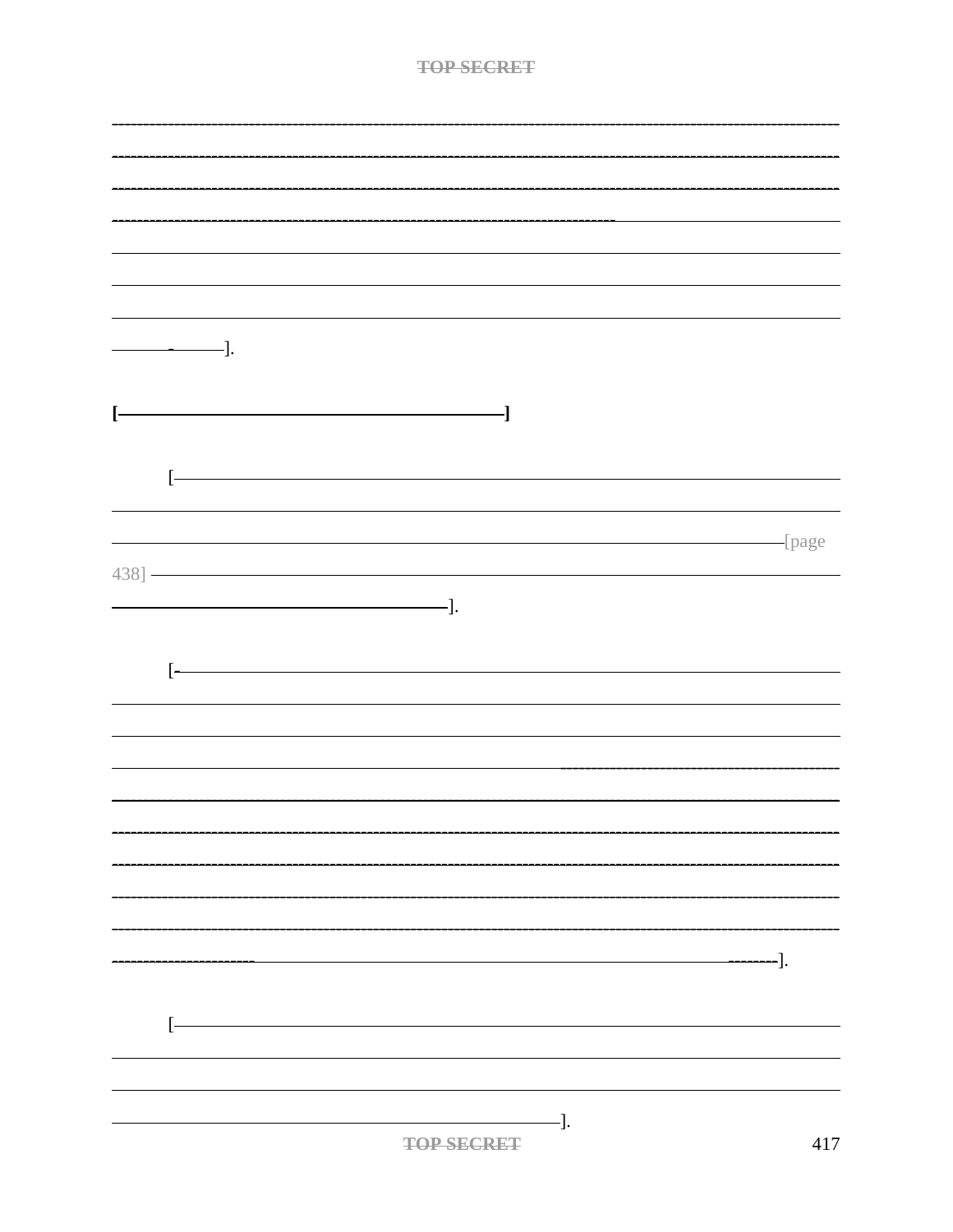].

**[ ]**

[ [page 438] ].

[- ].

[ ].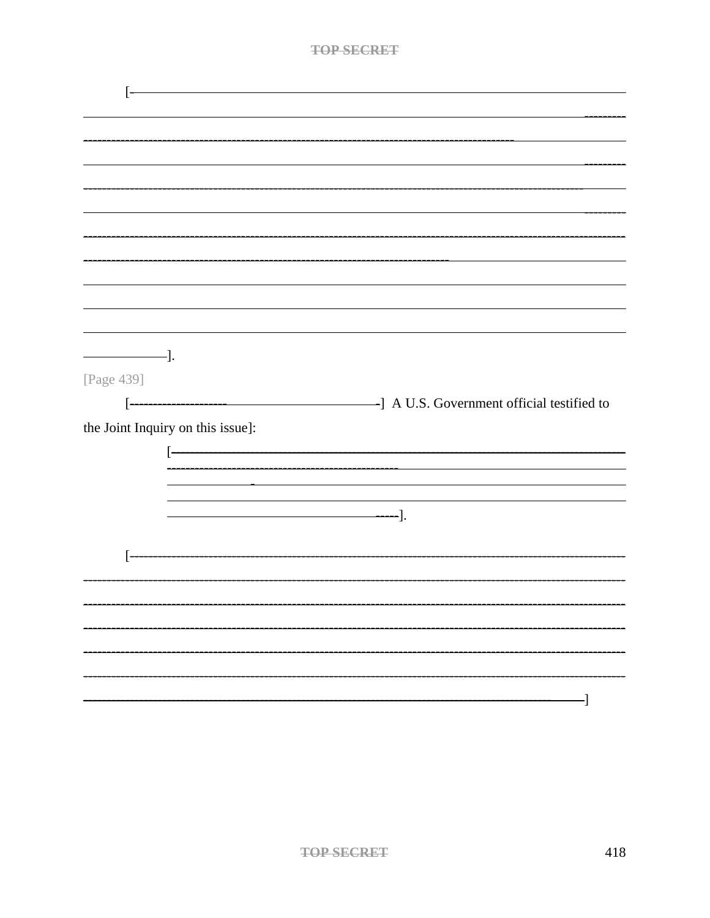[------------------------------------------------------------------------------------------------------------------------------------------------------------------------------------------------------------------------------------------------------------------------------------------------------------------------------------------------------------------------------------------------------------------------------------------------------------------------------------------------------------------------------------------------------------------------------------------------------------------------------------].

[Page 439]

[--------------------------------------------] A U.S. Government official testified to the Joint Inquiry on this issue]:

> [------------------------------------------------------------------------------------------------------------------------------------------------------------------------------------------------------------------].

[------------------------------------------------------------------------------------------------------------------------------------------------------------------------------------------------------------------------------------------------------------------------------------------------------------------------------------------------------------------------------------------------------------------------------]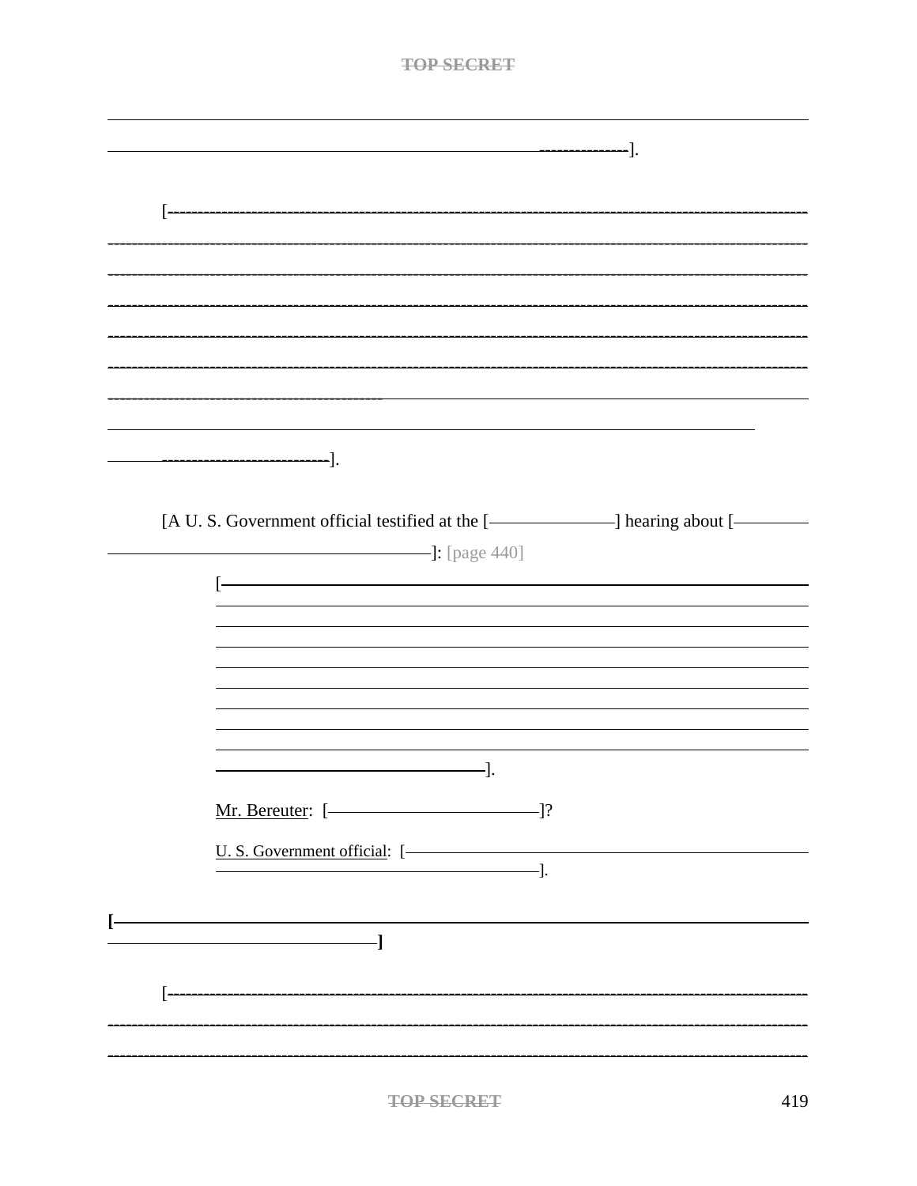———————————————————————————————————————————————————————————————————————————————————————————————].

[———————————————————————————————————————————————————————————————————————————————————————————————

———————————————————————————————————————————————————————————————————————————————————————————————].

[A U. S. Government official testified at the [——————] hearing about [——————————————]: [page 440]

> [———————————————————————————————————————————————————————————————————————————————].
>
> Mr. Bereuter: [——————————]?
>
> U. S. Government official: [——————————————————————————].

**[——————————————————————————————————]**

[———————————————————————————————————————————————————————————————————————————————————————————————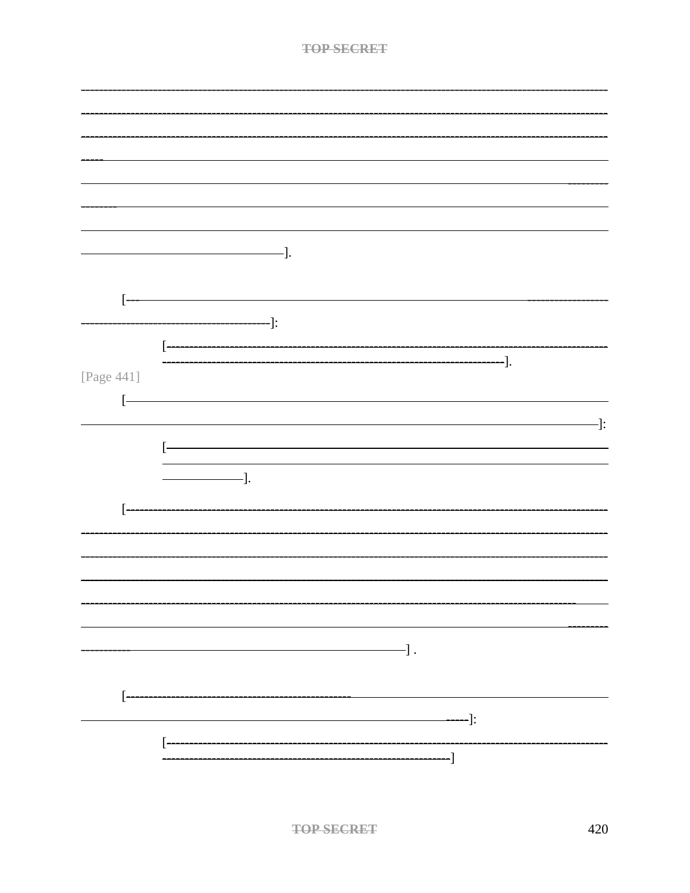———————————————————————————————————————————————].

[———————————————————————————————]:

> [———————————————————————————].

[Page 441]

[———————————————————————————————]:

> [———————————————————————————].

[———————————————————————————————————————————————] .

[———————————————————————————————]:

> [———————————————————————————]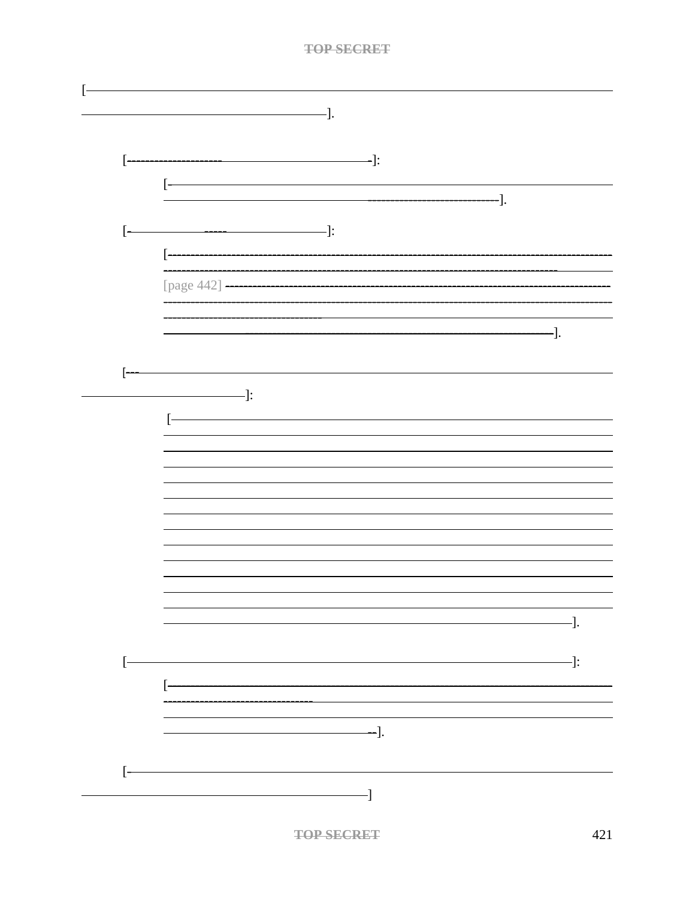[].

[]:

[].

[]:

[

[page 442]

].

[]:

[].

[]:

[].

[]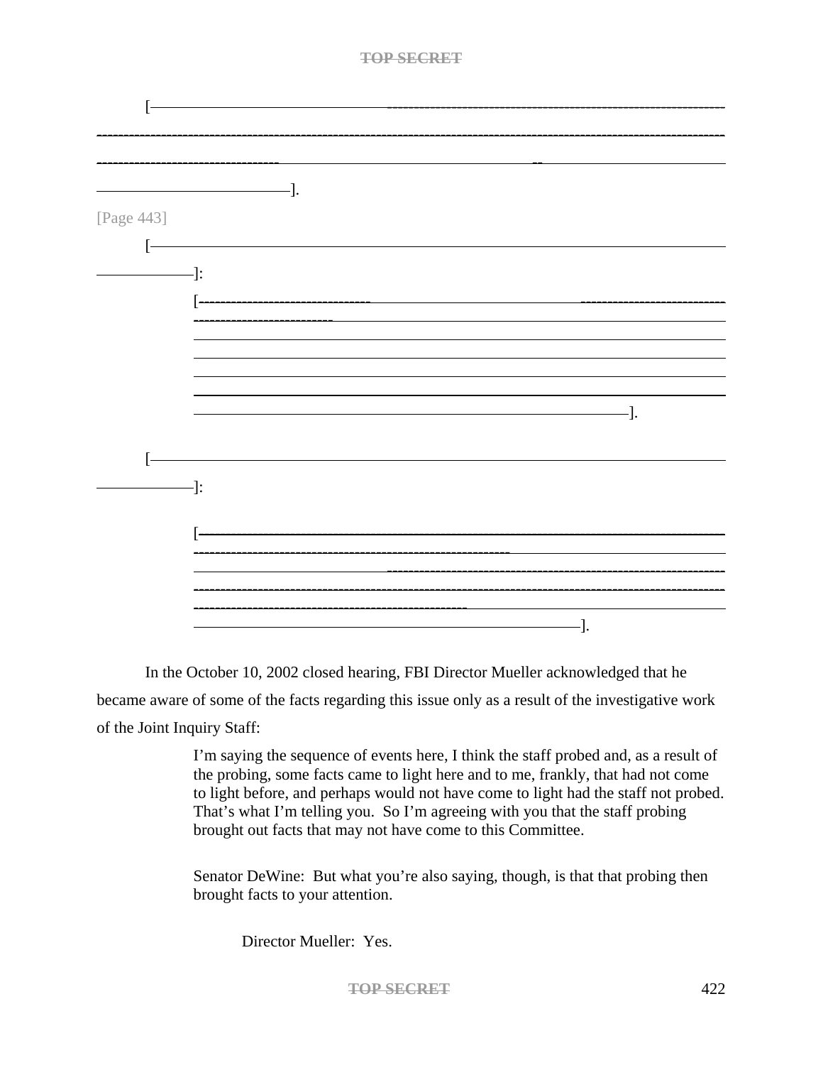[------------------------------------------------------------------------------------------------].

[Page 443]

[------------------------------------------------------------------------------------------------]:

[------------------------------------------------------------------------------------------------].

[------------------------------------------------------------------------------------------------]:

[------------------------------------------------------------------------------------------------].

In the October 10, 2002 closed hearing, FBI Director Mueller acknowledged that he became aware of some of the facts regarding this issue only as a result of the investigative work of the Joint Inquiry Staff:

> I'm saying the sequence of events here, I think the staff probed and, as a result of the probing, some facts came to light here and to me, frankly, that had not come to light before, and perhaps would not have come to light had the staff not probed. That's what I'm telling you. So I'm agreeing with you that the staff probing brought out facts that may not have come to this Committee.
>
> Senator DeWine: But what you're also saying, though, is that that probing then brought facts to your attention.
>
> Director Mueller: Yes.